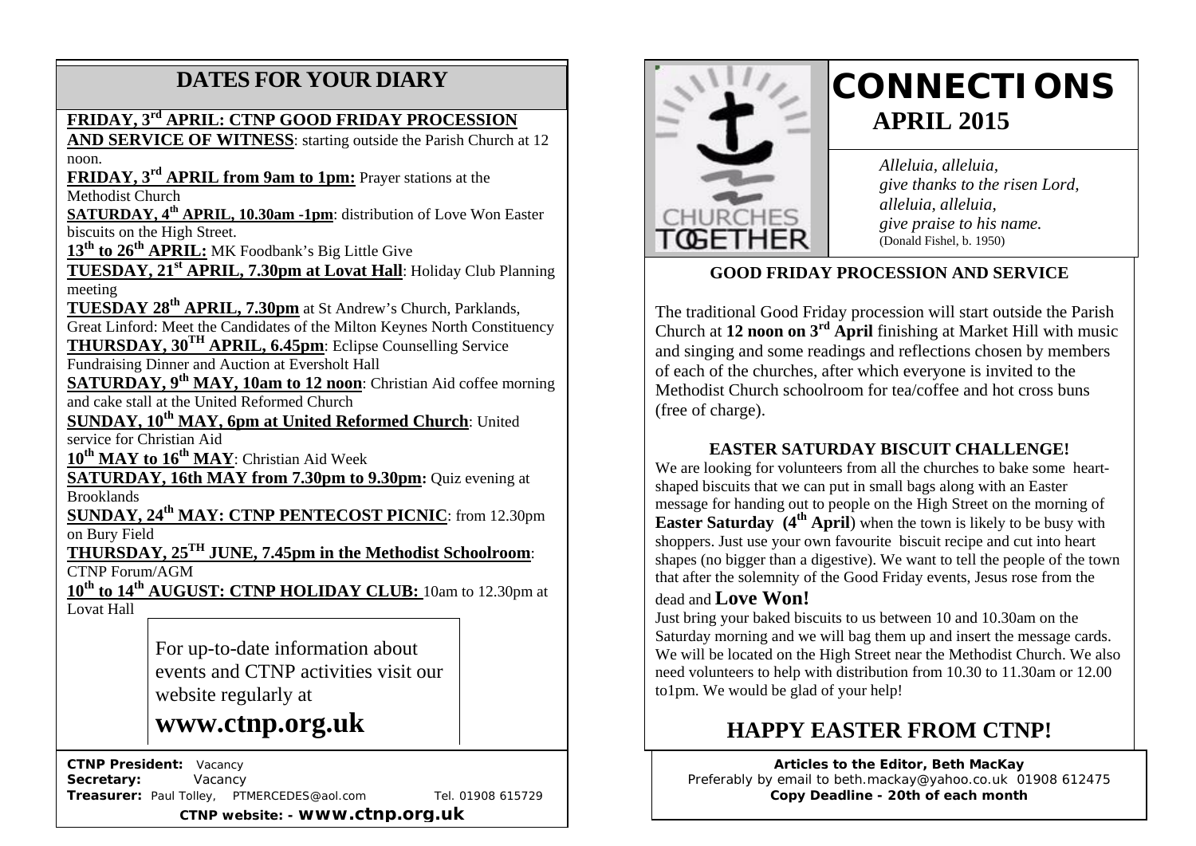## DATES FOR YOUR DIARY

**FRIDAY, 3rd APRIL: CTNP GOOD FRIDAY PROCESSION AND SERVICE OF WITNESS**: starting outside the Parish Church at 12 noon.

**FRIDAY, 3rd APRIL from 9am to 1pm:** Prayer stations at the Methodist Church

**SATURDAY, 4th APRIL, 10.30am -1pm**: distribution of Love Won Easter biscuits on the High Street.

**13th to 26th APRIL:** MK Foodbank's Big Little Give

**TUESDAY, 21st APRIL, 7.30pm at Lovat Hall**: Holiday Club Planning meeting

**TUESDAY 28th APRIL, 7.30pm** at St Andrew's Church, Parklands, Great Linford: Meet the Candidates of the Milton Keynes North Constituency

**THURSDAY, 30TH APRIL, 6.45pm**: Eclipse Counselling Service Fundraising Dinner and Auction at Eversholt Hall

**SATURDAY, 9th MAY, 10am to 12 noon**: Christian Aid coffee morning and cake stall at the United Reformed Church

**SUNDAY, 10th MAY, 6pm at United Reformed Church**: United service for Christian Aid

**10th MAY to 16th MAY**: Christian Aid Week

**SATURDAY, 16th MAY from 7.30pm to 9.30pm:** Quiz evening at Brooklands

**SUNDAY, 24th MAY: CTNP PENTECOST PICNIC**: from 12.30pm on Bury Field

**THURSDAY, 25TH JUNE, 7.45pm in the Methodist Schoolroom**: CTNP Forum/AGM

**10th to 14th AUGUST: CTNP HOLIDAY CLUB:** 10am to 12.30pm at Lovat Hall

For up-to-date information about events and CTNP activities visit our website regularly at

**www.ctnp.org.uk**

**CTNP President:** Vacancy
**Secretary:** Vacancy
**Treasurer:** Paul Tolley, PTMERCEDES@aol.com Tel. 01908 615729

**CTNP website: - www.ctnp.org.uk**

# CONNECTIONS

## APRIL 2015

*Alleluia, alleluia,*
*give thanks to the risen Lord,*
*alleluia, alleluia,*
*give praise to his name.*
(Donald Fishel, b. 1950)

### GOOD FRIDAY PROCESSION AND SERVICE

The traditional Good Friday procession will start outside the Parish Church at **12 noon on 3rd April** finishing at Market Hill with music and singing and some readings and reflections chosen by members of each of the churches, after which everyone is invited to the Methodist Church schoolroom for tea/coffee and hot cross buns (free of charge).

### EASTER SATURDAY BISCUIT CHALLENGE!

We are looking for volunteers from all the churches to bake some heart-shaped biscuits that we can put in small bags along with an Easter message for handing out to people on the High Street on the morning of **Easter Saturday (4th April**) when the town is likely to be busy with shoppers. Just use your own favourite biscuit recipe and cut into heart shapes (no bigger than a digestive). We want to tell the people of the town that after the solemnity of the Good Friday events, Jesus rose from the dead and **Love Won!**

Just bring your baked biscuits to us between 10 and 10.30am on the Saturday morning and we will bag them up and insert the message cards. We will be located on the High Street near the Methodist Church. We also need volunteers to help with distribution from 10.30 to 11.30am or 12.00 to1pm. We would be glad of your help!

## HAPPY EASTER FROM CTNP!

**Articles to the Editor, Beth MacKay**
Preferably by email to beth.mackay@yahoo.co.uk 01908 612475
**Copy Deadline - 20th of each month**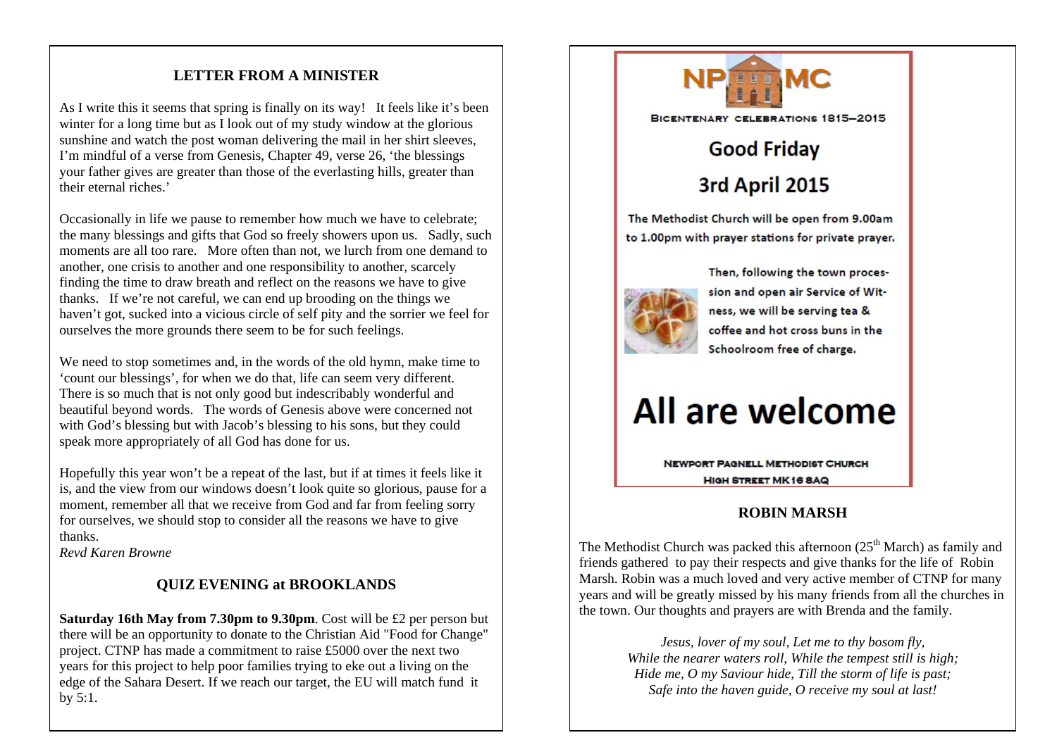## LETTER FROM A MINISTER

As I write this it seems that spring is finally on its way! It feels like it's been winter for a long time but as I look out of my study window at the glorious sunshine and watch the post woman delivering the mail in her shirt sleeves, I'm mindful of a verse from Genesis, Chapter 49, verse 26, 'the blessings your father gives are greater than those of the everlasting hills, greater than their eternal riches.'

Occasionally in life we pause to remember how much we have to celebrate; the many blessings and gifts that God so freely showers upon us. Sadly, such moments are all too rare. More often than not, we lurch from one demand to another, one crisis to another and one responsibility to another, scarcely finding the time to draw breath and reflect on the reasons we have to give thanks. If we're not careful, we can end up brooding on the things we haven't got, sucked into a vicious circle of self pity and the sorrier we feel for ourselves the more grounds there seem to be for such feelings.

We need to stop sometimes and, in the words of the old hymn, make time to 'count our blessings', for when we do that, life can seem very different. There is so much that is not only good but indescribably wonderful and beautiful beyond words. The words of Genesis above were concerned not with God's blessing but with Jacob's blessing to his sons, but they could speak more appropriately of all God has done for us.

Hopefully this year won't be a repeat of the last, but if at times it feels like it is, and the view from our windows doesn't look quite so glorious, pause for a moment, remember all that we receive from God and far from feeling sorry for ourselves, we should stop to consider all the reasons we have to give thanks.

*Revd Karen Browne*

## QUIZ EVENING at BROOKLANDS

**Saturday 16th May from 7.30pm to 9.30pm**. Cost will be £2 per person but there will be an opportunity to donate to the Christian Aid "Food for Change" project. CTNP has made a commitment to raise £5000 over the next two years for this project to help poor families trying to eke out a living on the edge of the Sahara Desert. If we reach our target, the EU will match fund it by 5:1.

NPMC

BICENTENARY CELEBRATIONS 1815–2015

## Good Friday

## 3rd April 2015

**The Methodist Church will be open from 9.00am to 1.00pm with prayer stations for private prayer.**

**Then, following the town procession and open air Service of Witness, we will be serving tea & coffee and hot cross buns in the Schoolroom free of charge.**

# All are welcome

NEWPORT PAGNELL METHODIST CHURCH
HIGH STREET MK16 8AQ

## ROBIN MARSH

The Methodist Church was packed this afternoon (25th March) as family and friends gathered to pay their respects and give thanks for the life of Robin Marsh. Robin was a much loved and very active member of CTNP for many years and will be greatly missed by his many friends from all the churches in the town. Our thoughts and prayers are with Brenda and the family.

*Jesus, lover of my soul, Let me to thy bosom fly,*
*While the nearer waters roll, While the tempest still is high;*
*Hide me, O my Saviour hide, Till the storm of life is past;*
*Safe into the haven guide, O receive my soul at last!*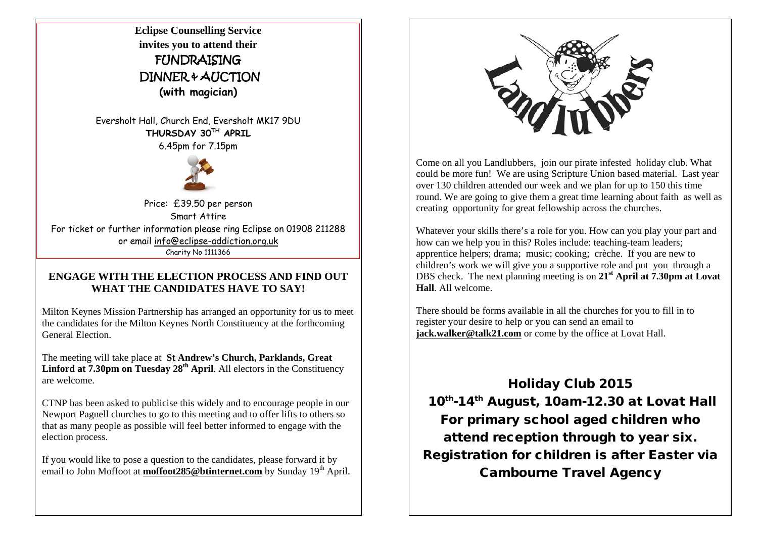**Eclipse Counselling Service**
**invites you to attend their**

# FUNDRAISING DINNER & AUCTION

**(with magician)**

Eversholt Hall, Church End, Eversholt MK17 9DU
**THURSDAY 30TH APRIL**
6.45pm for 7.15pm

Price: £39.50 per person
Smart Attire
For ticket or further information please ring Eclipse on 01908 211288
or email info@eclipse-addiction.org.uk
Charity No 1111366

## ENGAGE WITH THE ELECTION PROCESS AND FIND OUT WHAT THE CANDIDATES HAVE TO SAY!

Milton Keynes Mission Partnership has arranged an opportunity for us to meet the candidates for the Milton Keynes North Constituency at the forthcoming General Election.

The meeting will take place at **St Andrew's Church, Parklands, Great Linford at 7.30pm on Tuesday 28th April**. All electors in the Constituency are welcome.

CTNP has been asked to publicise this widely and to encourage people in our Newport Pagnell churches to go to this meeting and to offer lifts to others so that as many people as possible will feel better informed to engage with the election process.

If you would like to pose a question to the candidates, please forward it by email to John Moffoot at **moffoot285@btinternet.com** by Sunday 19th April.

## Landlubbers

Come on all you Landlubbers, join our pirate infested holiday club. What could be more fun! We are using Scripture Union based material. Last year over 130 children attended our week and we plan for up to 150 this time round. We are going to give them a great time learning about faith as well as creating opportunity for great fellowship across the churches.

Whatever your skills there's a role for you. How can you play your part and how can we help you in this? Roles include: teaching-team leaders; apprentice helpers; drama; music; cooking; crèche. If you are new to children's work we will give you a supportive role and put you through a DBS check. The next planning meeting is on **21st April at 7.30pm at Lovat Hall**. All welcome.

There should be forms available in all the churches for you to fill in to register your desire to help or you can send an email to **jack.walker@talk21.com** or come by the office at Lovat Hall.

**Holiday Club 2015**
**10th-14th August, 10am-12.30 at Lovat Hall**
**For primary school aged children who attend reception through to year six.**
**Registration for children is after Easter via Cambourne Travel Agency**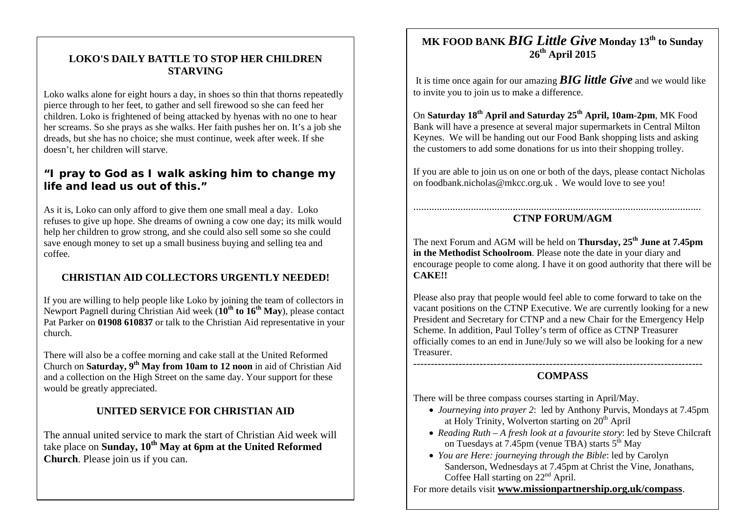## LOKO'S DAILY BATTLE TO STOP HER CHILDREN STARVING

Loko walks alone for eight hours a day, in shoes so thin that thorns repeatedly pierce through to her feet, to gather and sell firewood so she can feed her children. Loko is frightened of being attacked by hyenas with no one to hear her screams. So she prays as she walks. Her faith pushes her on. It's a job she dreads, but she has no choice; she must continue, week after week. If she doesn't, her children will starve.

### "I pray to God as I walk asking him to change my life and lead us out of this."

As it is, Loko can only afford to give them one small meal a day. Loko refuses to give up hope. She dreams of owning a cow one day; its milk would help her children to grow strong, and she could also sell some so she could save enough money to set up a small business buying and selling tea and coffee.

## CHRISTIAN AID COLLECTORS URGENTLY NEEDED!

If you are willing to help people like Loko by joining the team of collectors in Newport Pagnell during Christian Aid week (**10th to 16th May**), please contact Pat Parker on **01908 610837** or talk to the Christian Aid representative in your church.

There will also be a coffee morning and cake stall at the United Reformed Church on **Saturday, 9th May from 10am to 12 noon** in aid of Christian Aid and a collection on the High Street on the same day. Your support for these would be greatly appreciated.

## UNITED SERVICE FOR CHRISTIAN AID

The annual united service to mark the start of Christian Aid week will take place on **Sunday, 10th May at 6pm at the United Reformed Church**. Please join us if you can.

## MK FOOD BANK *BIG Little Give* Monday 13th to Sunday 26th April 2015

It is time once again for our amazing ***BIG little Give*** and we would like to invite you to join us to make a difference.

On **Saturday 18th April and Saturday 25th April, 10am-2pm**, MK Food Bank will have a presence at several major supermarkets in Central Milton Keynes. We will be handing out our Food Bank shopping lists and asking the customers to add some donations for us into their shopping trolley.

If you are able to join us on one or both of the days, please contact Nicholas on foodbank.nicholas@mkcc.org.uk . We would love to see you!

.............................................................................................................

## CTNP FORUM/AGM

The next Forum and AGM will be held on **Thursday, 25th June at 7.45pm in the Methodist Schoolroom**. Please note the date in your diary and encourage people to come along. I have it on good authority that there will be **CAKE!!**

Please also pray that people would feel able to come forward to take on the vacant positions on the CTNP Executive. We are currently looking for a new President and Secretary for CTNP and a new Chair for the Emergency Help Scheme. In addition, Paul Tolley's term of office as CTNP Treasurer officially comes to an end in June/July so we will also be looking for a new Treasurer.

---

## COMPASS

There will be three compass courses starting in April/May.

- *Journeying into prayer 2*: led by Anthony Purvis, Mondays at 7.45pm at Holy Trinity, Wolverton starting on 20th April
- *Reading Ruth – A fresh look at a favourite story*: led by Steve Chilcraft on Tuesdays at 7.45pm (venue TBA) starts 5th May
- *You are Here: journeying through the Bible*: led by Carolyn Sanderson, Wednesdays at 7.45pm at Christ the Vine, Jonathans, Coffee Hall starting on 22nd April.

For more details visit **www.missionpartnership.org.uk/compass**.